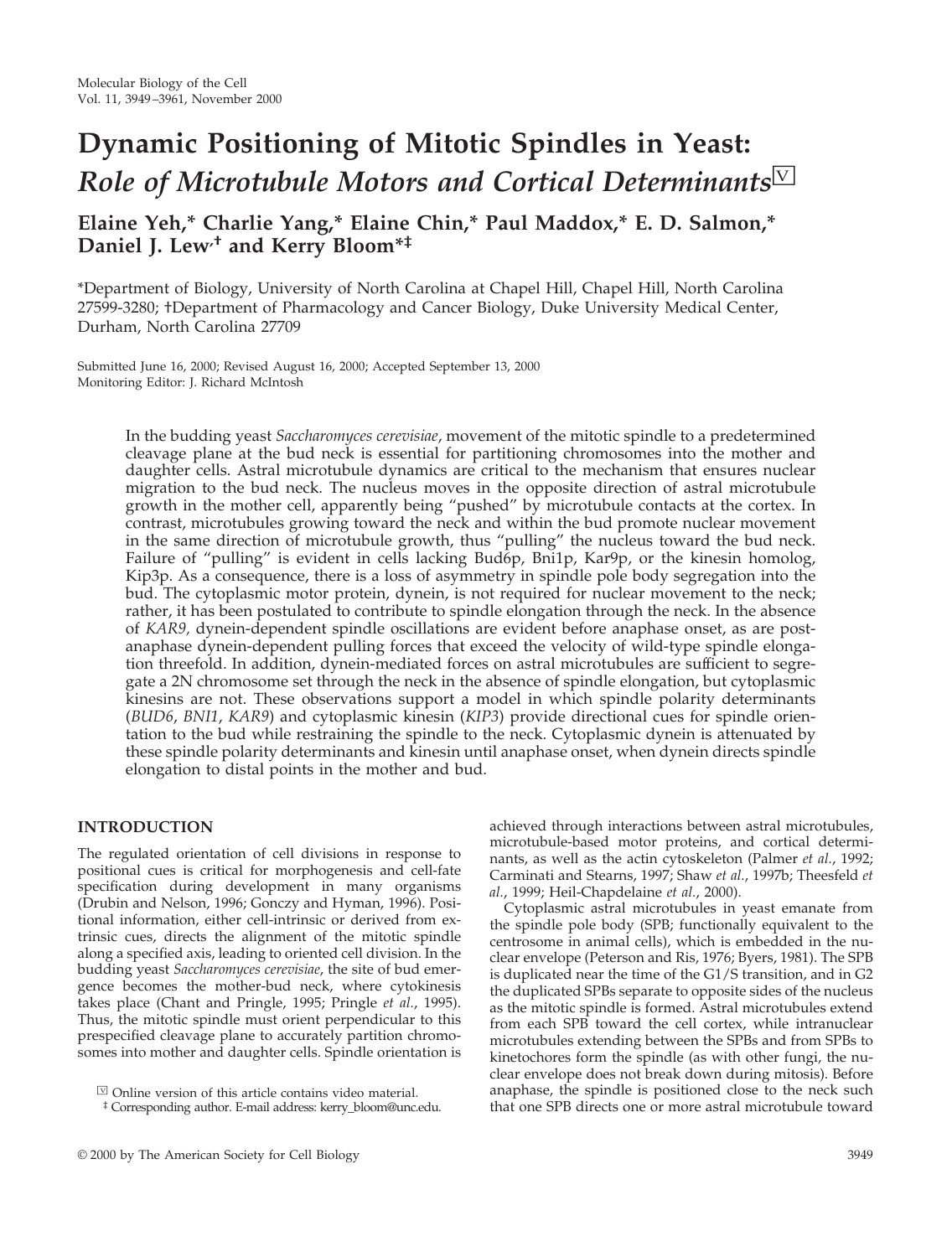# Dynamic Positioning of Mitotic Spindles in Yeast: *Role of Microtubule Motors and Cortical Determinants*

**Elaine Yeh,* Charlie Yang,* Elaine Chin,* Paul Maddox,* E. D. Salmon,* Daniel J. Lew,† and Kerry Bloom*‡**

*Department of Biology, University of North Carolina at Chapel Hill, Chapel Hill, North Carolina 27599-3280; †Department of Pharmacology and Cancer Biology, Duke University Medical Center, Durham, North Carolina 27709

Submitted June 16, 2000; Revised August 16, 2000; Accepted September 13, 2000
Monitoring Editor: J. Richard McIntosh

In the budding yeast *Saccharomyces cerevisiae*, movement of the mitotic spindle to a predetermined cleavage plane at the bud neck is essential for partitioning chromosomes into the mother and daughter cells. Astral microtubule dynamics are critical to the mechanism that ensures nuclear migration to the bud neck. The nucleus moves in the opposite direction of astral microtubule growth in the mother cell, apparently being "pushed" by microtubule contacts at the cortex. In contrast, microtubules growing toward the neck and within the bud promote nuclear movement in the same direction of microtubule growth, thus "pulling" the nucleus toward the bud neck. Failure of "pulling" is evident in cells lacking Bud6p, Bni1p, Kar9p, or the kinesin homolog, Kip3p. As a consequence, there is a loss of asymmetry in spindle pole body segregation into the bud. The cytoplasmic motor protein, dynein, is not required for nuclear movement to the neck; rather, it has been postulated to contribute to spindle elongation through the neck. In the absence of *KAR9,* dynein-dependent spindle oscillations are evident before anaphase onset, as are post-anaphase dynein-dependent pulling forces that exceed the velocity of wild-type spindle elongation threefold. In addition, dynein-mediated forces on astral microtubules are sufficient to segregate a 2N chromosome set through the neck in the absence of spindle elongation, but cytoplasmic kinesins are not. These observations support a model in which spindle polarity determinants (*BUD6*, *BNI1*, *KAR9*) and cytoplasmic kinesin (*KIP3*) provide directional cues for spindle orientation to the bud while restraining the spindle to the neck. Cytoplasmic dynein is attenuated by these spindle polarity determinants and kinesin until anaphase onset, when dynein directs spindle elongation to distal points in the mother and bud.

## INTRODUCTION

The regulated orientation of cell divisions in response to positional cues is critical for morphogenesis and cell-fate specification during development in many organisms (Drubin and Nelson, 1996; Gonczy and Hyman, 1996). Positional information, either cell-intrinsic or derived from extrinsic cues, directs the alignment of the mitotic spindle along a specified axis, leading to oriented cell division. In the budding yeast *Saccharomyces cerevisiae*, the site of bud emergence becomes the mother-bud neck, where cytokinesis takes place (Chant and Pringle, 1995; Pringle *et al.*, 1995). Thus, the mitotic spindle must orient perpendicular to this prespecified cleavage plane to accurately partition chromosomes into mother and daughter cells. Spindle orientation is achieved through interactions between astral microtubules, microtubule-based motor proteins, and cortical determinants, as well as the actin cytoskeleton (Palmer *et al.*, 1992; Carminati and Stearns, 1997; Shaw *et al.*, 1997b; Theesfeld *et al.*, 1999; Heil-Chapdelaine *et al.*, 2000).

Cytoplasmic astral microtubules in yeast emanate from the spindle pole body (SPB; functionally equivalent to the centrosome in animal cells), which is embedded in the nuclear envelope (Peterson and Ris, 1976; Byers, 1981). The SPB is duplicated near the time of the G1/S transition, and in G2 the duplicated SPBs separate to opposite sides of the nucleus as the mitotic spindle is formed. Astral microtubules extend from each SPB toward the cell cortex, while intranuclear microtubules extending between the SPBs and from SPBs to kinetochores form the spindle (as with other fungi, the nuclear envelope does not break down during mitosis). Before anaphase, the spindle is positioned close to the neck such that one SPB directs one or more astral microtubule toward

[V] Online version of this article contains video material.
‡ Corresponding author. E-mail address: kerry_bloom@unc.edu.

© 2000 by The American Society for Cell Biology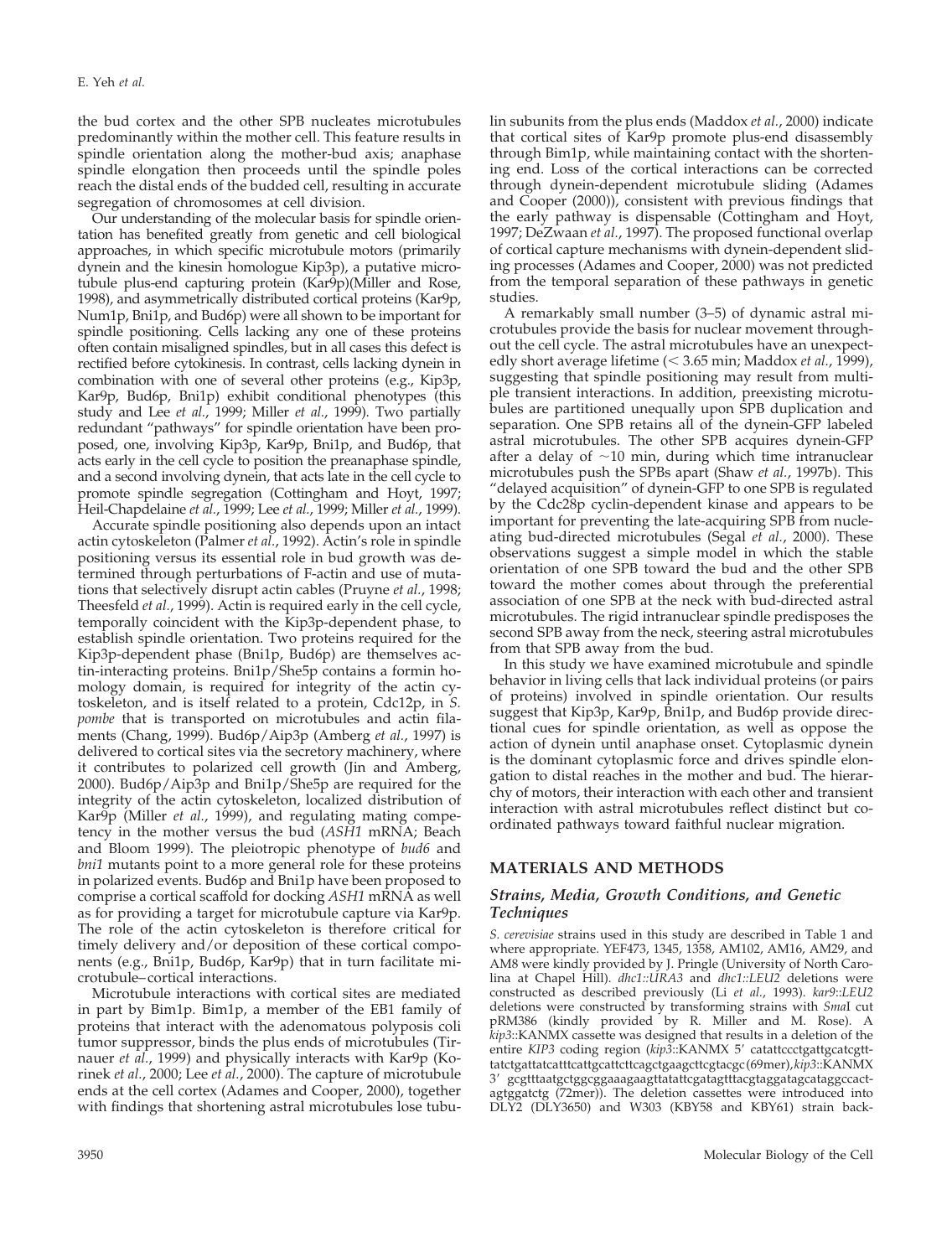the bud cortex and the other SPB nucleates microtubules predominantly within the mother cell. This feature results in spindle orientation along the mother-bud axis; anaphase spindle elongation then proceeds until the spindle poles reach the distal ends of the budded cell, resulting in accurate segregation of chromosomes at cell division.

Our understanding of the molecular basis for spindle orientation has benefited greatly from genetic and cell biological approaches, in which specific microtubule motors (primarily dynein and the kinesin homologue Kip3p), a putative microtubule plus-end capturing protein (Kar9p)(Miller and Rose, 1998), and asymmetrically distributed cortical proteins (Kar9p, Num1p, Bni1p, and Bud6p) were all shown to be important for spindle positioning. Cells lacking any one of these proteins often contain misaligned spindles, but in all cases this defect is rectified before cytokinesis. In contrast, cells lacking dynein in combination with one of several other proteins (e.g., Kip3p, Kar9p, Bud6p, Bni1p) exhibit conditional phenotypes (this study and Lee *et al.*, 1999; Miller *et al.*, 1999). Two partially redundant "pathways" for spindle orientation have been proposed, one, involving Kip3p, Kar9p, Bni1p, and Bud6p, that acts early in the cell cycle to position the preanaphase spindle, and a second involving dynein, that acts late in the cell cycle to promote spindle segregation (Cottingham and Hoyt, 1997; Heil-Chapdelaine *et al.*, 1999; Lee *et al.*, 1999; Miller *et al.*, 1999).

Accurate spindle positioning also depends upon an intact actin cytoskeleton (Palmer *et al.*, 1992). Actin's role in spindle positioning versus its essential role in bud growth was determined through perturbations of F-actin and use of mutations that selectively disrupt actin cables (Pruyne *et al.*, 1998; Theesfeld *et al.*, 1999). Actin is required early in the cell cycle, temporally coincident with the Kip3p-dependent phase, to establish spindle orientation. Two proteins required for the Kip3p-dependent phase (Bni1p, Bud6p) are themselves actin-interacting proteins. Bni1p/She5p contains a formin homology domain, is required for integrity of the actin cytoskeleton, and is itself related to a protein, Cdc12p, in *S. pombe* that is transported on microtubules and actin filaments (Chang, 1999). Bud6p/Aip3p (Amberg *et al.*, 1997) is delivered to cortical sites via the secretory machinery, where it contributes to polarized cell growth (Jin and Amberg, 2000). Bud6p/Aip3p and Bni1p/She5p are required for the integrity of the actin cytoskeleton, localized distribution of Kar9p (Miller *et al.*, 1999), and regulating mating competency in the mother versus the bud (*ASH1* mRNA; Beach and Bloom 1999). The pleiotropic phenotype of *bud6* and *bni1* mutants point to a more general role for these proteins in polarized events. Bud6p and Bni1p have been proposed to comprise a cortical scaffold for docking *ASH1* mRNA as well as for providing a target for microtubule capture via Kar9p. The role of the actin cytoskeleton is therefore critical for timely delivery and/or deposition of these cortical components (e.g., Bni1p, Bud6p, Kar9p) that in turn facilitate microtubule–cortical interactions.

Microtubule interactions with cortical sites are mediated in part by Bim1p. Bim1p, a member of the EB1 family of proteins that interact with the adenomatous polyposis coli tumor suppressor, binds the plus ends of microtubules (Tirnauer *et al.*, 1999) and physically interacts with Kar9p (Korinek *et al.*, 2000; Lee *et al.*, 2000). The capture of microtubule ends at the cell cortex (Adames and Cooper, 2000), together with findings that shortening astral microtubules lose tubulin subunits from the plus ends (Maddox *et al.*, 2000) indicate that cortical sites of Kar9p promote plus-end disassembly through Bim1p, while maintaining contact with the shortening end. Loss of the cortical interactions can be corrected through dynein-dependent microtubule sliding (Adames and Cooper (2000)), consistent with previous findings that the early pathway is dispensable (Cottingham and Hoyt, 1997; DeZwaan *et al.*, 1997). The proposed functional overlap of cortical capture mechanisms with dynein-dependent sliding processes (Adames and Cooper, 2000) was not predicted from the temporal separation of these pathways in genetic studies.

A remarkably small number (3–5) of dynamic astral microtubules provide the basis for nuclear movement throughout the cell cycle. The astral microtubules have an unexpectedly short average lifetime (< 3.65 min; Maddox *et al.*, 1999), suggesting that spindle positioning may result from multiple transient interactions. In addition, preexisting microtubules are partitioned unequally upon SPB duplication and separation. One SPB retains all of the dynein-GFP labeled astral microtubules. The other SPB acquires dynein-GFP after a delay of ~10 min, during which time intranuclear microtubules push the SPBs apart (Shaw *et al.*, 1997b). This "delayed acquisition" of dynein-GFP to one SPB is regulated by the Cdc28p cyclin-dependent kinase and appears to be important for preventing the late-acquiring SPB from nucleating bud-directed microtubules (Segal *et al.*, 2000). These observations suggest a simple model in which the stable orientation of one SPB toward the bud and the other SPB toward the mother comes about through the preferential association of one SPB at the neck with bud-directed astral microtubules. The rigid intranuclear spindle predisposes the second SPB away from the neck, steering astral microtubules from that SPB away from the bud.

In this study we have examined microtubule and spindle behavior in living cells that lack individual proteins (or pairs of proteins) involved in spindle orientation. Our results suggest that Kip3p, Kar9p, Bni1p, and Bud6p provide directional cues for spindle orientation, as well as oppose the action of dynein until anaphase onset. Cytoplasmic dynein is the dominant cytoplasmic force and drives spindle elongation to distal reaches in the mother and bud. The hierarchy of motors, their interaction with each other and transient interaction with astral microtubules reflect distinct but coordinated pathways toward faithful nuclear migration.

## MATERIALS AND METHODS

### Strains, Media, Growth Conditions, and Genetic Techniques

*S. cerevisiae* strains used in this study are described in Table 1 and where appropriate. YEF473, 1345, 1358, AM102, AM16, AM29, and AM8 were kindly provided by J. Pringle (University of North Carolina at Chapel Hill). *dhc1::URA3* and *dhc1::LEU2* deletions were constructed as described previously (Li *et al.*, 1993). *kar9::LEU2* deletions were constructed by transforming strains with *Sma*I cut pRM386 (kindly provided by R. Miller and M. Rose). A *kip3*::KANMX cassette was designed that results in a deletion of the entire *KIP3* coding region (*kip3*::KANMX 5′ catattccctgattgcatcgtttatctgattatcatttcattgcattcttcagctgaagcttcgtacgc (69mer), *kip3*::KANMX 3′ gcgtttaatgctggcggaaagaagttatattcgatagtttacgtaggatagcataggccactagtggatctg (72mer)). The deletion cassettes were introduced into DLY2 (DLY3650) and W303 (KBY58 and KBY61) strain back-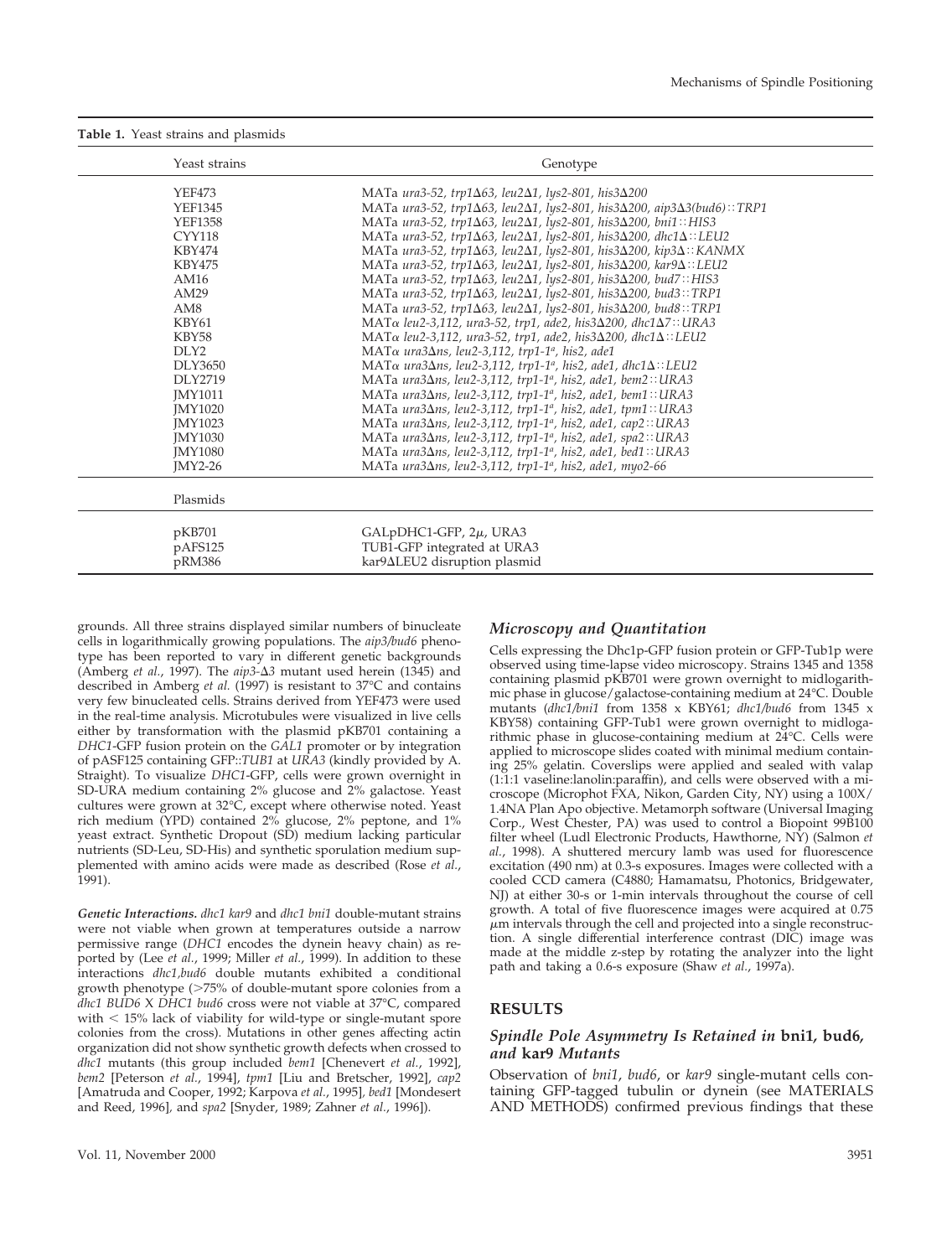**Table 1.** Yeast strains and plasmids

| Yeast strains | Genotype |
|---|---|
| YEF473 | MATa *ura3-52, trp1Δ63, leu2Δ1, lys2-801, his3Δ200* |
| YEF1345 | MATa *ura3-52, trp1Δ63, leu2Δ1, lys2-801, his3Δ200, aip3Δ3(bud6)::TRP1* |
| YEF1358 | MATa *ura3-52, trp1Δ63, leu2Δ1, lys2-801, his3Δ200, bni1::HIS3* |
| CYY118 | MATa *ura3-52, trp1Δ63, leu2Δ1, lys2-801, his3Δ200, dhc1Δ::LEU2* |
| KBY474 | MATa *ura3-52, trp1Δ63, leu2Δ1, lys2-801, his3Δ200, kip3Δ::KANMX* |
| KBY475 | MATa *ura3-52, trp1Δ63, leu2Δ1, lys2-801, his3Δ200, kar9Δ::LEU2* |
| AM16 | MATa *ura3-52, trp1Δ63, leu2Δ1, lys2-801, his3Δ200, bud7::HIS3* |
| AM29 | MATa *ura3-52, trp1Δ63, leu2Δ1, lys2-801, his3Δ200, bud3::TRP1* |
| AM8 | MATa *ura3-52, trp1Δ63, leu2Δ1, lys2-801, his3Δ200, bud8::TRP1* |
| KBY61 | MATα *leu2-3,112, ura3-52, trp1, ade2, his3Δ200, dhc1Δ7::URA3* |
| KBY58 | MATα *leu2-3,112, ura3-52, trp1, ade2, his3Δ200, dhc1Δ::LEU2* |
| DLY2 | MATα *ura3Δns, leu2-3,112, trp1-1[a], his2, ade1* |
| DLY3650 | MATα *ura3Δns, leu2-3,112, trp1-1[a], his2, ade1, dhc1Δ::LEU2* |
| DLY2719 | MATa *ura3Δns, leu2-3,112, trp1-1[a], his2, ade1, bem2::URA3* |
| JMY1011 | MATa *ura3Δns, leu2-3,112, trp1-1[a], his2, ade1, bem1::URA3* |
| JMY1020 | MATa *ura3Δns, leu2-3,112, trp1-1[a], his2, ade1, tpm1::URA3* |
| JMY1023 | MATa *ura3Δns, leu2-3,112, trp1-1[a], his2, ade1, cap2::URA3* |
| JMY1030 | MATa *ura3Δns, leu2-3,112, trp1-1[a], his2, ade1, spa2::URA3* |
| JMY1080 | MATa *ura3Δns, leu2-3,112, trp1-1[a], his2, ade1, bed1::URA3* |
| JMY2-26 | MATa *ura3Δns, leu2-3,112, trp1-1[a], his2, ade1, myo2-66* |
| **Plasmids** | |
| pKB701 | GALpDHC1-GFP, 2μ, URA3 |
| pAFS125 | TUB1-GFP integrated at URA3 |
| pRM386 | kar9ΔLEU2 disruption plasmid |

grounds. All three strains displayed similar numbers of binucleate cells in logarithmically growing populations. The *aip3/bud6* phenotype has been reported to vary in different genetic backgrounds (Amberg *et al.*, 1997). The *aip3-Δ3* mutant used herein (1345) and described in Amberg *et al.* (1997) is resistant to 37°C and contains very few binucleated cells. Strains derived from YEF473 were used in the real-time analysis. Microtubules were visualized in live cells either by transformation with the plasmid pKB701 containing a *DHC1*-GFP fusion protein on the *GAL1* promoter or by integration of pASF125 containing GFP::*TUB1* at *URA3* (kindly provided by A. Straight). To visualize *DHC1*-GFP, cells were grown overnight in SD-URA medium containing 2% glucose and 2% galactose. Yeast cultures were grown at 32°C, except where otherwise noted. Yeast rich medium (YPD) contained 2% glucose, 2% peptone, and 1% yeast extract. Synthetic Dropout (SD) medium lacking particular nutrients (SD-Leu, SD-His) and synthetic sporulation medium supplemented with amino acids were made as described (Rose *et al.*, 1991).

***Genetic Interactions.*** *dhc1 kar9* and *dhc1 bni1* double-mutant strains were not viable when grown at temperatures outside a narrow permissive range (*DHC1* encodes the dynein heavy chain) as reported by (Lee *et al.*, 1999; Miller *et al.*, 1999). In addition to these interactions *dhc1,bud6* double mutants exhibited a conditional growth phenotype (>75% of double-mutant spore colonies from a *dhc1 BUD6* X *DHC1 bud6* cross were not viable at 37°C, compared with < 15% lack of viability for wild-type or single-mutant spore colonies from the cross). Mutations in other genes affecting actin organization did not show synthetic growth defects when crossed to *dhc1* mutants (this group included *bem1* [Chenevert *et al.*, 1992], *bem2* [Peterson *et al.*, 1994], *tpm1* [Liu and Bretscher, 1992], *cap2* [Amatruda and Cooper, 1992; Karpova *et al.*, 1995], *bed1* [Mondesert and Reed, 1996], and *spa2* [Snyder, 1989; Zahner *et al.*, 1996]).

### *Microscopy and Quantitation*

Cells expressing the Dhc1p-GFP fusion protein or GFP-Tub1p were observed using time-lapse video microscopy. Strains 1345 and 1358 containing plasmid pKB701 were grown overnight to midlogarithmic phase in glucose/galactose-containing medium at 24°C. Double mutants (*dhc1/bni1* from 1358 x KBY61; *dhc1/bud6* from 1345 x KBY58) containing GFP-Tub1 were grown overnight to midlogarithmic phase in glucose-containing medium at 24°C. Cells were applied to microscope slides coated with minimal medium containing 25% gelatin. Coverslips were applied and sealed with valap (1:1:1 vaseline:lanolin:paraffin), and cells were observed with a microscope (Microphot FXA, Nikon, Garden City, NY) using a 100X/1.4NA Plan Apo objective. Metamorph software (Universal Imaging Corp., West Chester, PA) was used to control a Biopoint 99B100 filter wheel (Ludl Electronic Products, Hawthorne, NY) (Salmon *et al.*, 1998). A shuttered mercury lamb was used for fluorescence excitation (490 nm) at 0.3-s exposures. Images were collected with a cooled CCD camera (C4880; Hamamatsu, Photonics, Bridgewater, NJ) at either 30-s or 1-min intervals throughout the course of cell growth. A total of five fluorescence images were acquired at 0.75 μm intervals through the cell and projected into a single reconstruction. A single differential interference contrast (DIC) image was made at the middle z-step by rotating the analyzer into the light path and taking a 0.6-s exposure (Shaw *et al.*, 1997a).

## RESULTS

### *Spindle Pole Asymmetry Is Retained in* bni1, bud6, *and* kar9 *Mutants*

Observation of *bni1*, *bud6*, or *kar9* single-mutant cells containing GFP-tagged tubulin or dynein (see MATERIALS AND METHODS) confirmed previous findings that these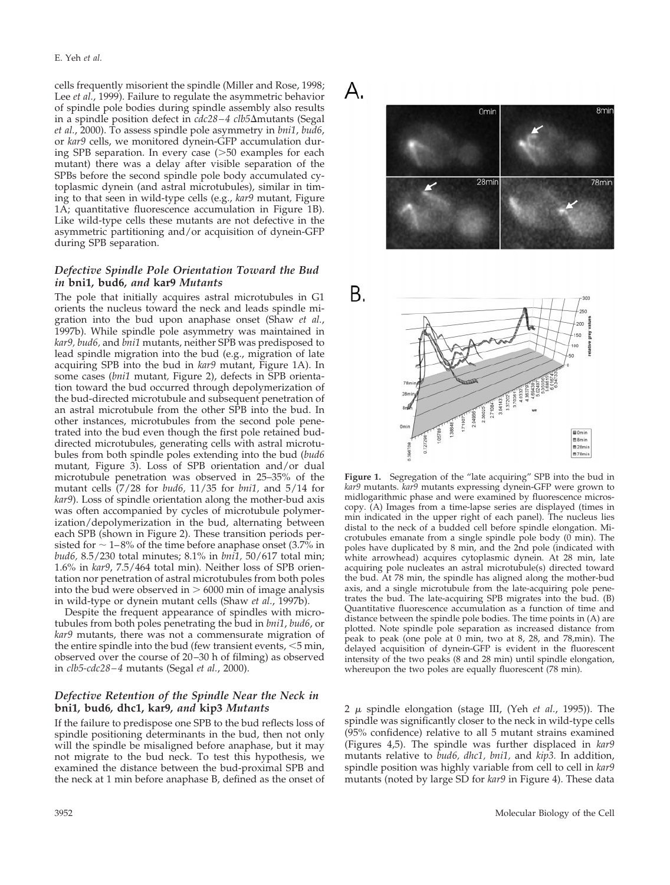cells frequently misorient the spindle (Miller and Rose, 1998; Lee *et al.*, 1999). Failure to regulate the asymmetric behavior of spindle pole bodies during spindle assembly also results in a spindle position defect in *cdc28–4 clb5*Δmutants (Segal *et al.*, 2000). To assess spindle pole asymmetry in *bni1*, *bud6*, or *kar9* cells, we monitored dynein-GFP accumulation during SPB separation. In every case (>50 examples for each mutant) there was a delay after visible separation of the SPBs before the second spindle pole body accumulated cytoplasmic dynein (and astral microtubules), similar in timing to that seen in wild-type cells (e.g., *kar9* mutant, Figure 1A; quantitative fluorescence accumulation in Figure 1B). Like wild-type cells these mutants are not defective in the asymmetric partitioning and/or acquisition of dynein-GFP during SPB separation.

### *Defective Spindle Pole Orientation Toward the Bud in* bni1, bud6, *and* kar9 *Mutants*

The pole that initially acquires astral microtubules in G1 orients the nucleus toward the neck and leads spindle migration into the bud upon anaphase onset (Shaw *et al.*, 1997b). While spindle pole asymmetry was maintained in *kar9*, *bud6*, and *bni1* mutants, neither SPB was predisposed to lead spindle migration into the bud (e.g., migration of late acquiring SPB into the bud in *kar9* mutant, Figure 1A). In some cases (*bni1* mutant, Figure 2), defects in SPB orientation toward the bud occurred through depolymerization of the bud-directed microtubule and subsequent penetration of an astral microtubule from the other SPB into the bud. In other instances, microtubules from the second pole penetrated into the bud even though the first pole retained bud-directed microtubules, generating cells with astral microtubules from both spindle poles extending into the bud (*bud6* mutant, Figure 3). Loss of SPB orientation and/or dual microtubule penetration was observed in 25–35% of the mutant cells (7/28 for *bud6*, 11/35 for *bni1*, and 5/14 for *kar9*). Loss of spindle orientation along the mother-bud axis was often accompanied by cycles of microtubule polymerization/depolymerization in the bud, alternating between each SPB (shown in Figure 2). These transition periods persisted for ~ 1–8% of the time before anaphase onset (3.7% in *bud6*, 8.5/230 total minutes; 8.1% in *bni1*, 50/617 total min; 1.6% in *kar9*, 7.5/464 total min). Neither loss of SPB orientation nor penetration of astral microtubules from both poles into the bud were observed in > 6000 min of image analysis in wild-type or dynein mutant cells (Shaw *et al.*, 1997b).

Despite the frequent appearance of spindles with microtubules from both poles penetrating the bud in *bni1*, *bud6*, or *kar9* mutants, there was not a commensurate migration of the entire spindle into the bud (few transient events, <5 min, observed over the course of 20–30 h of filming) as observed in *clb5-cdc28–4* mutants (Segal *et al.*, 2000).

### *Defective Retention of the Spindle Near the Neck in* bni1, bud6, dhc1, kar9, *and* kip3 *Mutants*

If the failure to predispose one SPB to the bud reflects loss of spindle positioning determinants in the bud, then not only will the spindle be misaligned before anaphase, but it may not migrate to the bud neck. To test this hypothesis, we examined the distance between the bud-proximal SPB and the neck at 1 min before anaphase B, defined as the onset of 2 μ spindle elongation (stage III, (Yeh *et al.*, 1995)). The spindle was significantly closer to the neck in wild-type cells (95% confidence) relative to all 5 mutant strains examined (Figures 4,5). The spindle was further displaced in *kar9* mutants relative to *bud6*, *dhc1*, *bni1*, and *kip3*. In addition, spindle position was highly variable from cell to cell in *kar9* mutants (noted by large SD for *kar9* in Figure 4). These data

**Figure 1.** Segregation of the "late acquiring" SPB into the bud in *kar9* mutants. *kar9* mutants expressing dynein-GFP were grown to midlogarithmic phase and were examined by fluorescence microscopy. (A) Images from a time-lapse series are displayed (times in min indicated in the upper right of each panel). The nucleus lies distal to the neck of a budded cell before spindle elongation. Microtubules emanate from a single spindle pole body (0 min). The poles have duplicated by 8 min, and the 2nd pole (indicated with white arrowhead) acquires cytoplasmic dynein. At 28 min, late acquiring pole nucleates an astral microtubule(s) directed toward the bud. At 78 min, the spindle has aligned along the mother-bud axis, and a single microtubule from the late-acquiring pole penetrates the bud. The late-acquiring SPB migrates into the bud. (B) Quantitative fluorescence accumulation as a function of time and distance between the spindle pole bodies. The time points in (A) are plotted. Note spindle pole separation as increased distance from peak to peak (one pole at 0 min, two at 8, 28, and 78,min). The delayed acquisition of dynein-GFP is evident in the fluorescent intensity of the two peaks (8 and 28 min) until spindle elongation, whereupon the two poles are equally fluorescent (78 min).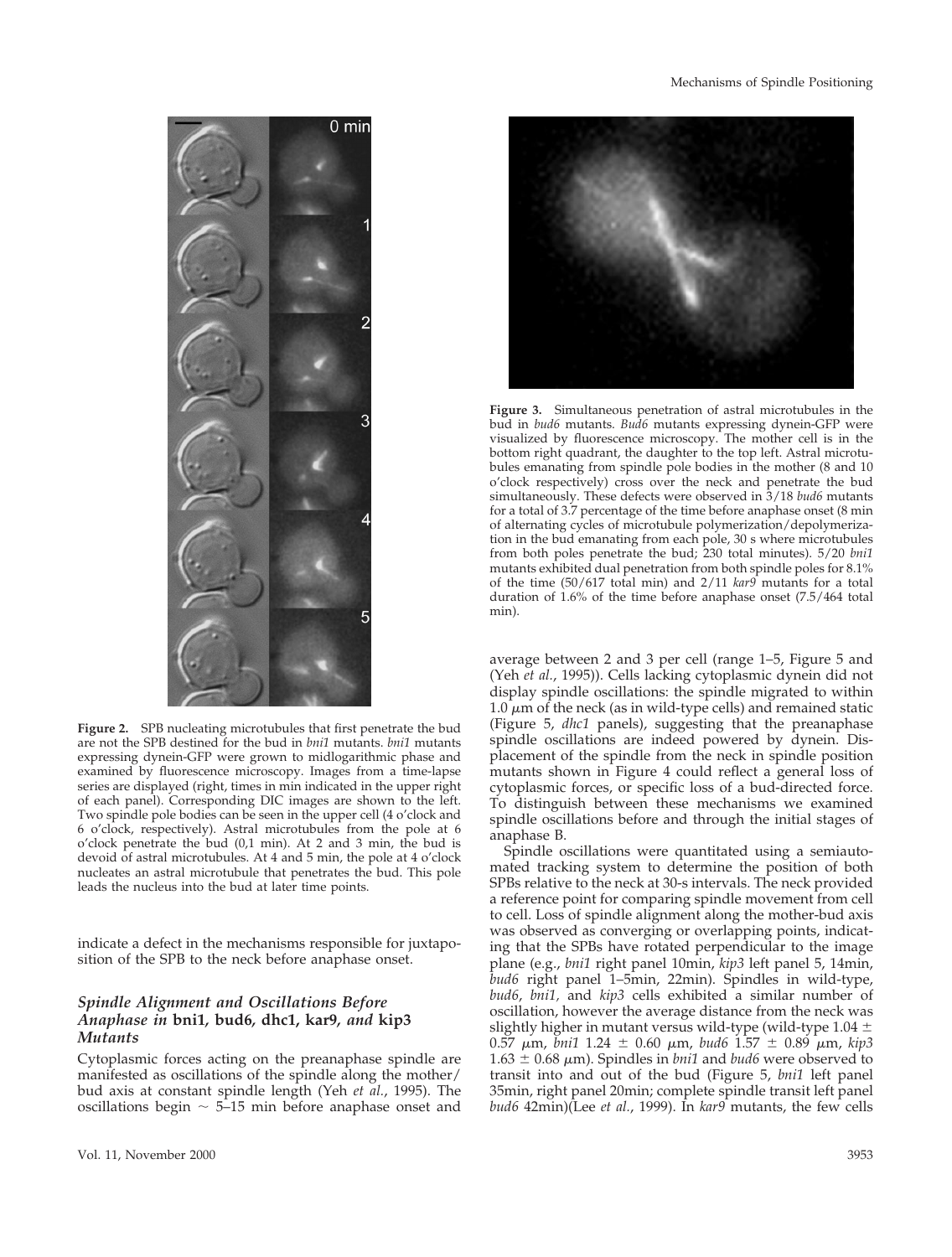**Figure 2.** SPB nucleating microtubules that first penetrate the bud are not the SPB destined for the bud in *bni1* mutants. *bni1* mutants expressing dynein-GFP were grown to midlogarithmic phase and examined by fluorescence microscopy. Images from a time-lapse series are displayed (right, times in min indicated in the upper right of each panel). Corresponding DIC images are shown to the left. Two spindle pole bodies can be seen in the upper cell (4 o'clock and 6 o'clock, respectively). Astral microtubules from the pole at 6 o'clock penetrate the bud (0,1 min). At 2 and 3 min, the bud is devoid of astral microtubules. At 4 and 5 min, the pole at 4 o'clock nucleates an astral microtubule that penetrates the bud. This pole leads the nucleus into the bud at later time points.

indicate a defect in the mechanisms responsible for juxtaposition of the SPB to the neck before anaphase onset.

### Spindle Alignment and Oscillations Before Anaphase in bni1, bud6, dhc1, kar9, and kip3 Mutants

Cytoplasmic forces acting on the preanaphase spindle are manifested as oscillations of the spindle along the mother/bud axis at constant spindle length (Yeh *et al.*, 1995). The oscillations begin ~ 5–15 min before anaphase onset and average between 2 and 3 per cell (range 1–5, Figure 5 and (Yeh *et al.*, 1995)). Cells lacking cytoplasmic dynein did not display spindle oscillations: the spindle migrated to within 1.0 μm of the neck (as in wild-type cells) and remained static (Figure 5, *dhc1* panels), suggesting that the preanaphase spindle oscillations are indeed powered by dynein. Displacement of the spindle from the neck in spindle position mutants shown in Figure 4 could reflect a general loss of cytoplasmic forces, or specific loss of a bud-directed force. To distinguish between these mechanisms we examined spindle oscillations before and through the initial stages of anaphase B.

Spindle oscillations were quantitated using a semiautomated tracking system to determine the position of both SPBs relative to the neck at 30-s intervals. The neck provided a reference point for comparing spindle movement from cell to cell. Loss of spindle alignment along the mother-bud axis was observed as converging or overlapping points, indicating that the SPBs have rotated perpendicular to the image plane (e.g., *bni1* right panel 10min, *kip3* left panel 5, 14min, *bud6* right panel 1–5min, 22min). Spindles in wild-type, *bud6*, *bni1,* and *kip3* cells exhibited a similar number of oscillation, however the average distance from the neck was slightly higher in mutant versus wild-type (wild-type 1.04 ± 0.57 μm, *bni1* 1.24 ± 0.60 μm, *bud6* 1.57 ± 0.89 μm, *kip3* 1.63 ± 0.68 μm). Spindles in *bni1* and *bud6* were observed to transit into and out of the bud (Figure 5, *bni1* left panel 35min, right panel 20min; complete spindle transit left panel *bud6* 42min)(Lee *et al.*, 1999). In *kar9* mutants, the few cells

**Figure 3.** Simultaneous penetration of astral microtubules in the bud in *bud6* mutants. *Bud6* mutants expressing dynein-GFP were visualized by fluorescence microscopy. The mother cell is in the bottom right quadrant, the daughter to the top left. Astral microtubules emanating from spindle pole bodies in the mother (8 and 10 o'clock respectively) cross over the neck and penetrate the bud simultaneously. These defects were observed in 3/18 *bud6* mutants for a total of 3.7 percentage of the time before anaphase onset (8 min of alternating cycles of microtubule polymerization/depolymerization in the bud emanating from each pole, 30 s where microtubules from both poles penetrate the bud; 230 total minutes). 5/20 *bni1* mutants exhibited dual penetration from both spindle poles for 8.1% of the time (50/617 total min) and 2/11 *kar9* mutants for a total duration of 1.6% of the time before anaphase onset (7.5/464 total min).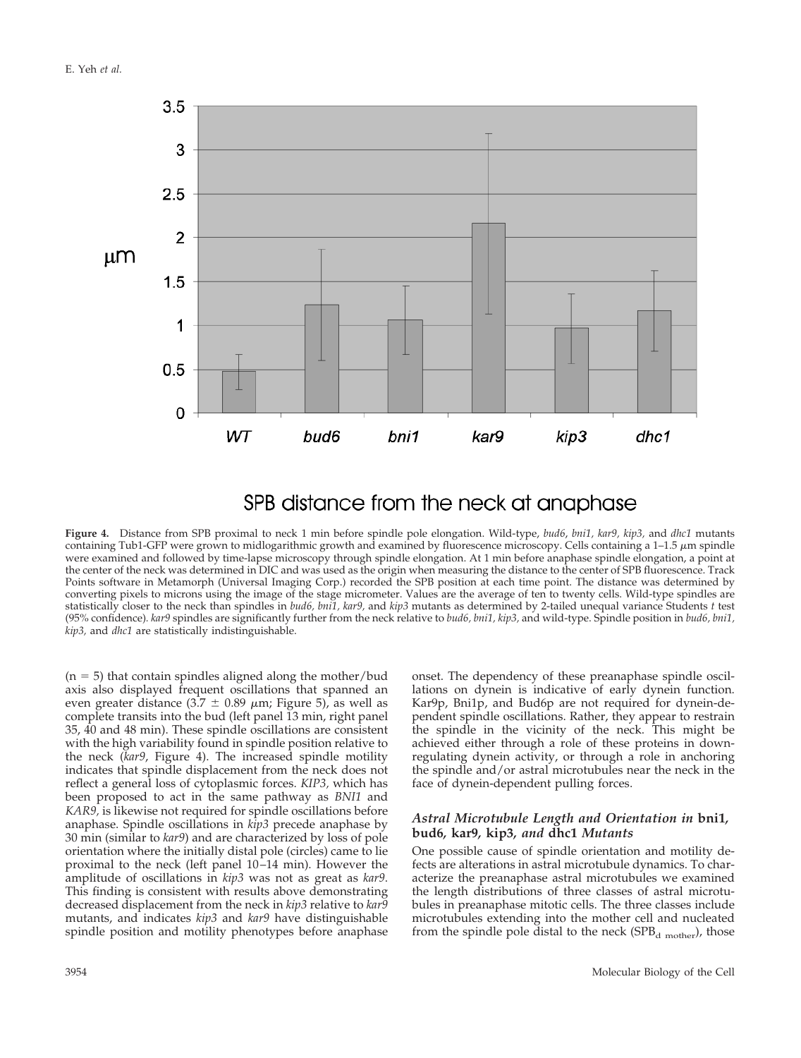**Figure 4.** Distance from SPB proximal to neck 1 min before spindle pole elongation. Wild-type, *bud6*, *bni1*, *kar9*, *kip3*, and *dhc1* mutants containing Tub1-GFP were grown to midlogarithmic growth and examined by fluorescence microscopy. Cells containing a 1–1.5 μm spindle were examined and followed by time-lapse microscopy through spindle elongation. At 1 min before anaphase spindle elongation, a point at the center of the neck was determined in DIC and was used as the origin when measuring the distance to the center of SPB fluorescence. Track Points software in Metamorph (Universal Imaging Corp.) recorded the SPB position at each time point. The distance was determined by converting pixels to microns using the image of the stage micrometer. Values are the average of ten to twenty cells. Wild-type spindles are statistically closer to the neck than spindles in *bud6, bni1, kar9,* and *kip3* mutants as determined by 2-tailed unequal variance Students *t* test (95% confidence). *kar9* spindles are significantly further from the neck relative to *bud6, bni1, kip3,* and wild-type. Spindle position in *bud6, bni1, kip3,* and *dhc1* are statistically indistinguishable.

(n = 5) that contain spindles aligned along the mother/bud axis also displayed frequent oscillations that spanned an even greater distance (3.7 ± 0.89 μm; Figure 5), as well as complete transits into the bud (left panel 13 min, right panel 35, 40 and 48 min). These spindle oscillations are consistent with the high variability found in spindle position relative to the neck (*kar9*, Figure 4). The increased spindle motility indicates that spindle displacement from the neck does not reflect a general loss of cytoplasmic forces. *KIP3,* which has been proposed to act in the same pathway as *BNI1* and *KAR9,* is likewise not required for spindle oscillations before anaphase. Spindle oscillations in *kip3* precede anaphase by 30 min (similar to *kar9*) and are characterized by loss of pole orientation where the initially distal pole (circles) came to lie proximal to the neck (left panel 10–14 min). However the amplitude of oscillations in *kip3* was not as great as *kar9*. This finding is consistent with results above demonstrating decreased displacement from the neck in *kip3* relative to *kar9* mutants, and indicates *kip3* and *kar9* have distinguishable spindle position and motility phenotypes before anaphase onset. The dependency of these preanaphase spindle oscillations on dynein is indicative of early dynein function. Kar9p, Bni1p, and Bud6p are not required for dynein-dependent spindle oscillations. Rather, they appear to restrain the spindle in the vicinity of the neck. This might be achieved either through a role of these proteins in down-regulating dynein activity, or through a role in anchoring the spindle and/or astral microtubules near the neck in the face of dynein-dependent pulling forces.

### *Astral Microtubule Length and Orientation in* bni1, bud6, kar9, kip3, *and* dhc1 *Mutants*

One possible cause of spindle orientation and motility defects are alterations in astral microtubule dynamics. To characterize the preanaphase astral microtubules we examined the length distributions of three classes of astral microtubules in preanaphase mitotic cells. The three classes include microtubules extending into the mother cell and nucleated from the spindle pole distal to the neck ($SPB_{d\ mother}$), those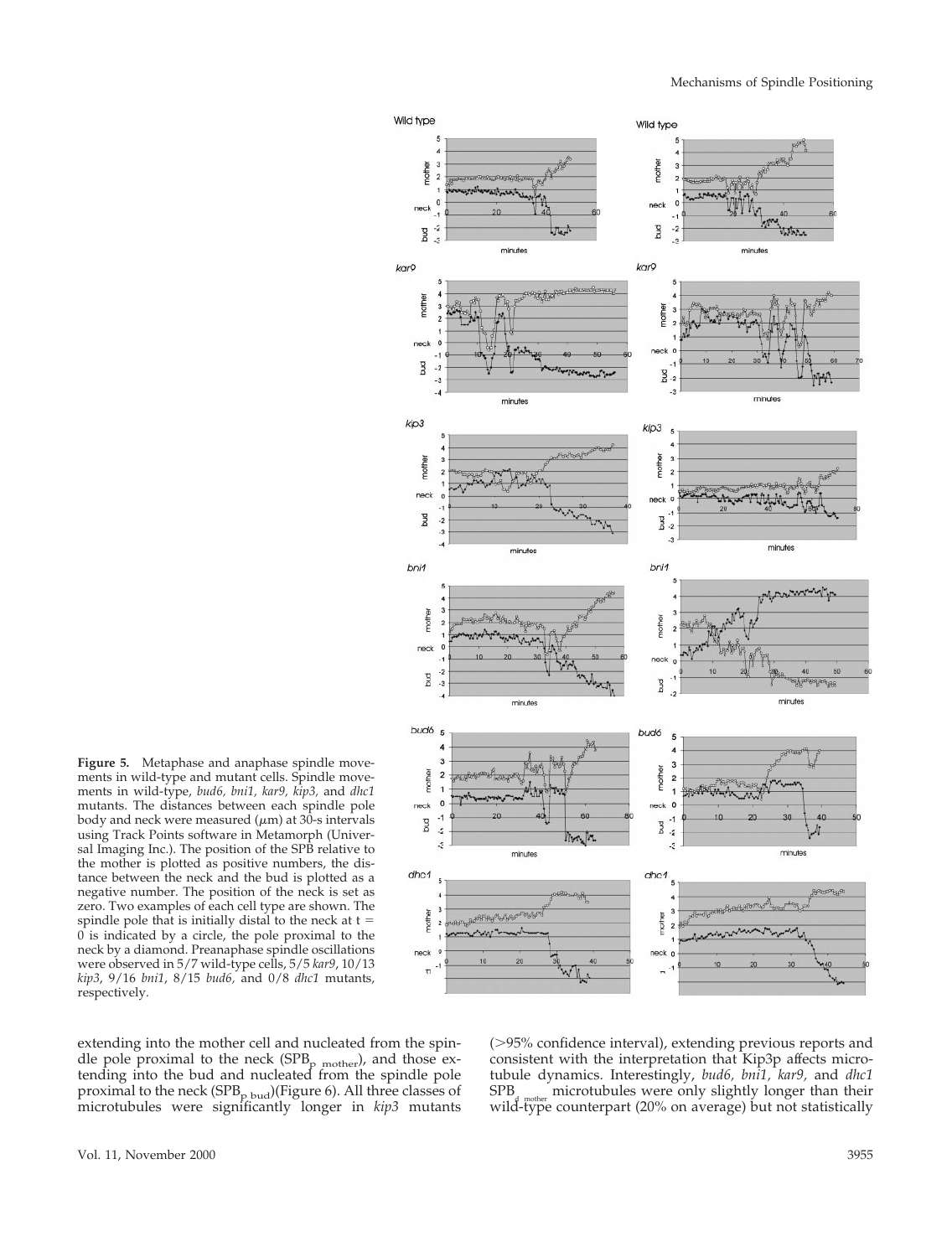**Figure 5.** Metaphase and anaphase spindle movements in wild-type and mutant cells. Spindle movements in wild-type, *bud6, bni1, kar9, kip3,* and *dhc1* mutants. The distances between each spindle pole body and neck were measured (μm) at 30-s intervals using Track Points software in Metamorph (Universal Imaging Inc.). The position of the SPB relative to the mother is plotted as positive numbers, the distance between the neck and the bud is plotted as a negative number. The position of the neck is set as zero. Two examples of each cell type are shown. The spindle pole that is initially distal to the neck at t = 0 is indicated by a circle, the pole proximal to the neck by a diamond. Preanaphase spindle oscillations were observed in 5/7 wild-type cells, 5/5 *kar9*, 10/13 *kip3*, 9/16 *bni1*, 8/15 *bud6,* and 0/8 *dhc1* mutants, respectively.

extending into the mother cell and nucleated from the spindle pole proximal to the neck ($SPB_{p\ mother}$), and those extending into the bud and nucleated from the spindle pole proximal to the neck ($SPB_{p\ bud}$)(Figure 6). All three classes of microtubules were significantly longer in *kip3* mutants (>95% confidence interval), extending previous reports and consistent with the interpretation that Kip3p affects microtubule dynamics. Interestingly, *bud6, bni1, kar9,* and *dhc1* $SPB_{d\ mother}$ microtubules were only slightly longer than their wild-type counterpart (20% on average) but not statistically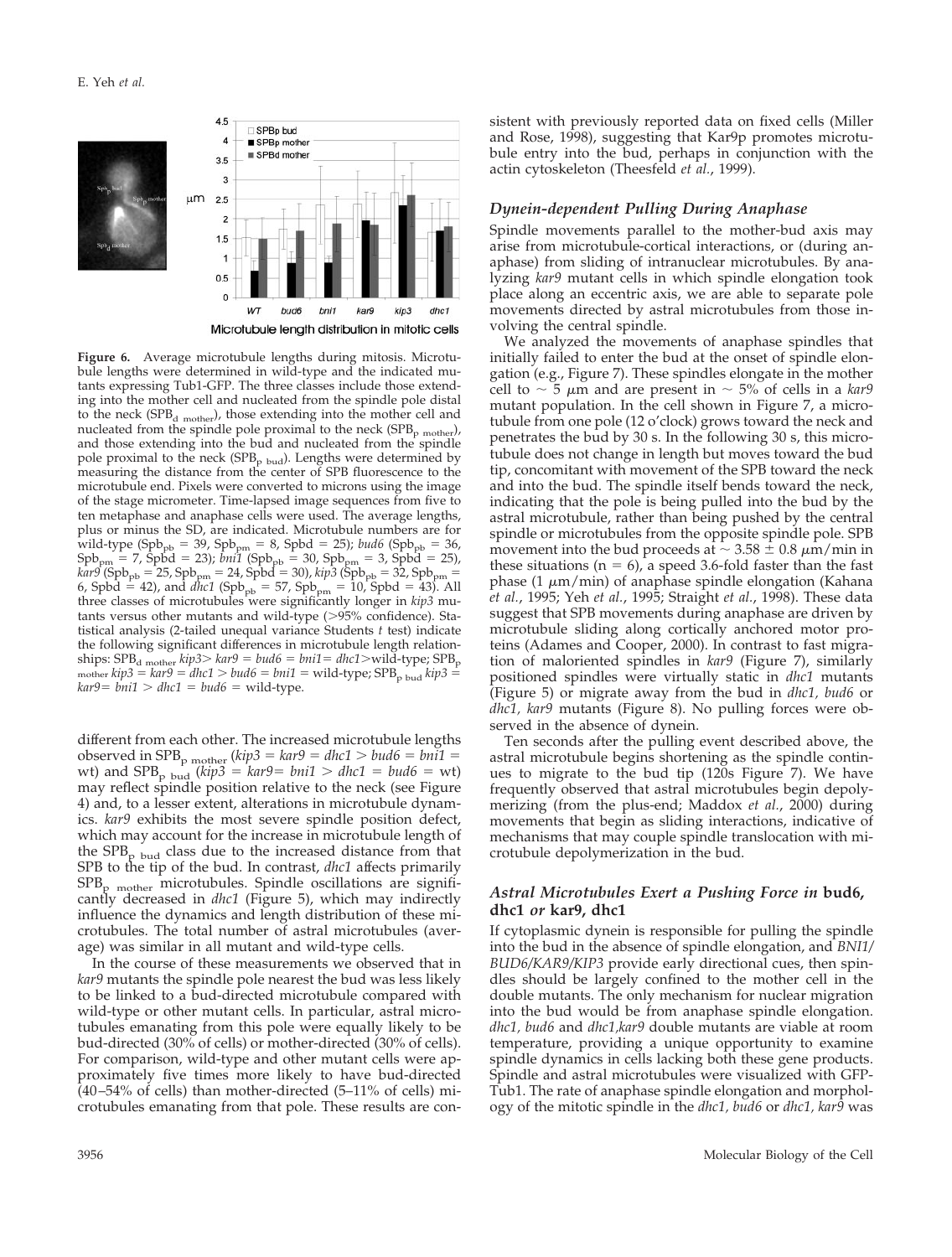**Figure 6.** Average microtubule lengths during mitosis. Microtubule lengths were determined in wild-type and the indicated mutants expressing Tub1-GFP. The three classes include those extending into the mother cell and nucleated from the spindle pole distal to the neck ($SPB_{d\ mother}$), those extending into the mother cell and nucleated from the spindle pole proximal to the neck ($SPB_{p\ mother}$), and those extending into the bud and nucleated from the spindle pole proximal to the neck ($SPB_{p\ bud}$). Lengths were determined by measuring the distance from the center of SPB fluorescence to the microtubule end. Pixels were converted to microns using the image of the stage micrometer. Time-lapsed image sequences from five to ten metaphase and anaphase cells were used. The average lengths, plus or minus the SD, are indicated. Microtubule numbers are for wild-type ($Spb_{pb}$ = 39, $Spb_{pm}$ = 8, Spbd = 25); *bud6* ($Spb_{pb}$ = 36, $Spb_{pm}$ = 7, Spbd = 23); *bni1* ($Spb_{pb}$ = 30, $Spb_{pm}$ = 3, Spbd = 25), *kar9* ($Spb_{pb}$ = 25, $Spb_{pm}$ = 24, Spbd = 30), *kip3* ($Spb_{pb}$ = 32, $Spb_{pm}$ = 6, Spbd = 42), and *dhc1* ($Spb_{pb}$ = 57, $Spb_{pm}$ = 10, Spbd = 43). All three classes of microtubules were significantly longer in *kip3* mutants versus other mutants and wild-type (>95% confidence). Statistical analysis (2-tailed unequal variance Students *t* test) indicate the following significant differences in microtubule length relationships: $SPB_{d\ mother}$ *kip3*> *kar9* = *bud6* = *bni1*= *dhc1*>wild-type; $SPB_{p\ mother}$ *kip3* = *kar9* = *dhc1* > *bud6* = *bni1* = wild-type; $SPB_{p\ bud}$ *kip3* = *kar9*= *bni1* > *dhc1* = *bud6* = wild-type.

different from each other. The increased microtubule lengths observed in $SPB_{p\ mother}$ (*kip3* = *kar9* = *dhc1* > *bud6* = *bni1* = wt) and $SPB_{p\ bud}$ (*kip3* = *kar9*= *bni1* > *dhc1* = *bud6* = wt) may reflect spindle position relative to the neck (see Figure 4) and, to a lesser extent, alterations in microtubule dynamics. *kar9* exhibits the most severe spindle position defect, which may account for the increase in microtubule length of the $SPB_{p\ bud}$ class due to the increased distance from that SPB to the tip of the bud. In contrast, *dhc1* affects primarily $SPB_{p\ mother}$ microtubules. Spindle oscillations are significantly decreased in *dhc1* (Figure 5), which may indirectly influence the dynamics and length distribution of these microtubules. The total number of astral microtubules (average) was similar in all mutant and wild-type cells.

In the course of these measurements we observed that in *kar9* mutants the spindle pole nearest the bud was less likely to be linked to a bud-directed microtubule compared with wild-type or other mutant cells. In particular, astral microtubules emanating from this pole were equally likely to be bud-directed (30% of cells) or mother-directed (30% of cells). For comparison, wild-type and other mutant cells were approximately five times more likely to have bud-directed (40–54% of cells) than mother-directed (5–11% of cells) microtubules emanating from that pole. These results are consistent with previously reported data on fixed cells (Miller and Rose, 1998), suggesting that Kar9p promotes microtubule entry into the bud, perhaps in conjunction with the actin cytoskeleton (Theesfeld *et al.*, 1999).

### Dynein-dependent Pulling During Anaphase

Spindle movements parallel to the mother-bud axis may arise from microtubule-cortical interactions, or (during anaphase) from sliding of intranuclear microtubules. By analyzing *kar9* mutant cells in which spindle elongation took place along an eccentric axis, we are able to separate pole movements directed by astral microtubules from those involving the central spindle.

We analyzed the movements of anaphase spindles that initially failed to enter the bud at the onset of spindle elongation (e.g., Figure 7). These spindles elongate in the mother cell to ~ 5 μm and are present in ~ 5% of cells in a *kar9* mutant population. In the cell shown in Figure 7, a microtubule from one pole (12 o'clock) grows toward the neck and penetrates the bud by 30 s. In the following 30 s, this microtubule does not change in length but moves toward the bud tip, concomitant with movement of the SPB toward the neck and into the bud. The spindle itself bends toward the neck, indicating that the pole is being pulled into the bud by the astral microtubule, rather than being pushed by the central spindle or microtubules from the opposite spindle pole. SPB movement into the bud proceeds at ~ 3.58 ± 0.8 μm/min in these situations (n = 6), a speed 3.6-fold faster than the fast phase (1 μm/min) of anaphase spindle elongation (Kahana *et al.*, 1995; Yeh *et al.*, 1995; Straight *et al.*, 1998). These data suggest that SPB movements during anaphase are driven by microtubule sliding along cortically anchored motor proteins (Adames and Cooper, 2000). In contrast to fast migration of maloriented spindles in *kar9* (Figure 7), similarly positioned spindles were virtually static in *dhc1* mutants (Figure 5) or migrate away from the bud in *dhc1, bud6* or *dhc1, kar9* mutants (Figure 8). No pulling forces were observed in the absence of dynein.

Ten seconds after the pulling event described above, the astral microtubule begins shortening as the spindle continues to migrate to the bud tip (120s Figure 7). We have frequently observed that astral microtubules begin depolymerizing (from the plus-end; Maddox *et al.*, 2000) during movements that begin as sliding interactions, indicative of mechanisms that may couple spindle translocation with microtubule depolymerization in the bud.

### Astral Microtubules Exert a Pushing Force in bud6, dhc1 or kar9, dhc1

If cytoplasmic dynein is responsible for pulling the spindle into the bud in the absence of spindle elongation, and *BNI1/BUD6/KAR9/KIP3* provide early directional cues, then spindles should be largely confined to the mother cell in the double mutants. The only mechanism for nuclear migration into the bud would be from anaphase spindle elongation. *dhc1, bud6* and *dhc1,kar9* double mutants are viable at room temperature, providing a unique opportunity to examine spindle dynamics in cells lacking both these gene products. Spindle and astral microtubules were visualized with GFP-Tub1. The rate of anaphase spindle elongation and morphology of the mitotic spindle in the *dhc1, bud6* or *dhc1, kar9* was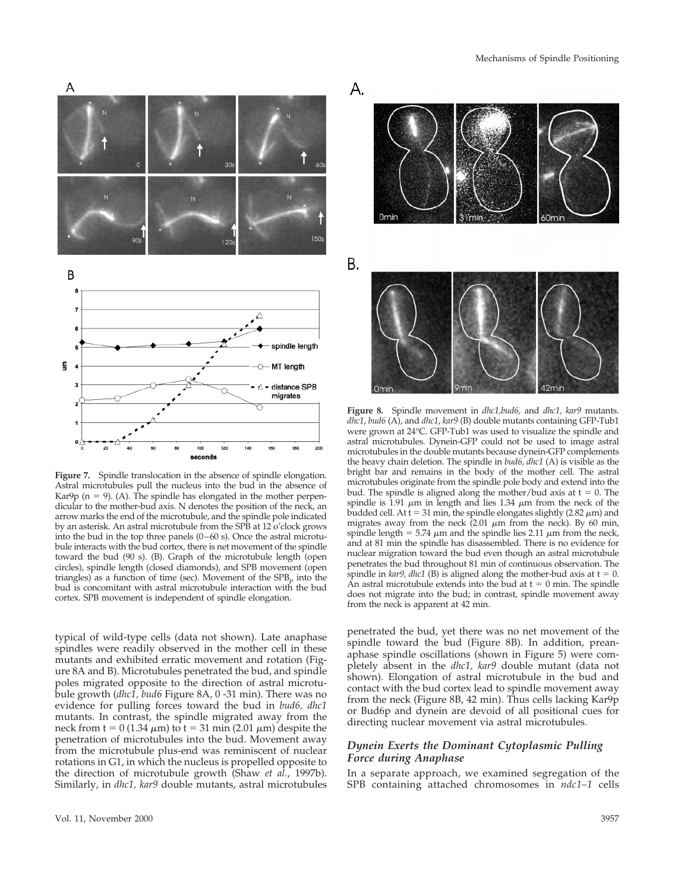**Figure 7.** Spindle translocation in the absence of spindle elongation. Astral microtubules pull the nucleus into the bud in the absence of Kar9p (n = 9). (A). The spindle has elongated in the mother perpendicular to the mother-bud axis. N denotes the position of the neck, an arrow marks the end of the microtubule, and the spindle pole indicated by an asterisk. An astral microtubule from the SPB at 12 o'clock grows into the bud in the top three panels (0–60 s). Once the astral microtubule interacts with the bud cortex, there is net movement of the spindle toward the bud (90 s). (B). Graph of the microtubule length (open circles), spindle length (closed diamonds), and SPB movement (open triangles) as a function of time (sec). Movement of the $SPB_p$ into the bud is concomitant with astral microtubule interaction with the bud cortex. SPB movement is independent of spindle elongation.

**Figure 8.** Spindle movement in *dhc1,bud6,* and *dhc1, kar9* mutants. *dhc1, bud6* (A), and *dhc1, kar9* (B) double mutants containing GFP-Tub1 were grown at 24°C. GFP-Tub1 was used to visualize the spindle and astral microtubules. Dynein-GFP could not be used to image astral microtubules in the double mutants because dynein-GFP complements the heavy chain deletion. The spindle in *bud6, dhc1* (A) is visible as the bright bar and remains in the body of the mother cell. The astral microtubules originate from the spindle pole body and extend into the bud. The spindle is aligned along the mother/bud axis at t = 0. The spindle is 1.91 μm in length and lies 1.34 μm from the neck of the budded cell. At t = 31 min, the spindle elongates slightly (2.82 μm) and migrates away from the neck (2.01 μm from the neck). By 60 min, spindle length = 5.74 μm and the spindle lies 2.11 μm from the neck, and at 81 min the spindle has disassembled. There is no evidence for nuclear migration toward the bud even though an astral microtubule penetrates the bud throughout 81 min of continuous observation. The spindle in *kar9, dhc1* (B) is aligned along the mother-bud axis at t = 0. An astral microtubule extends into the bud at t = 0 min. The spindle does not migrate into the bud; in contrast, spindle movement away from the neck is apparent at 42 min.

typical of wild-type cells (data not shown). Late anaphase spindles were readily observed in the mother cell in these mutants and exhibited erratic movement and rotation (Figure 8A and B). Microtubules penetrated the bud, and spindle poles migrated opposite to the direction of astral microtubule growth (*dhc1, bud6* Figure 8A, 0 -31 min). There was no evidence for pulling forces toward the bud in *bud6, dhc1* mutants. In contrast, the spindle migrated away from the neck from t = 0 (1.34 μm) to t = 31 min (2.01 μm) despite the penetration of microtubules into the bud. Movement away from the microtubule plus-end was reminiscent of nuclear rotations in G1, in which the nucleus is propelled opposite to the direction of microtubule growth (Shaw *et al.*, 1997b). Similarly, in *dhc1, kar9* double mutants, astral microtubules penetrated the bud, yet there was no net movement of the spindle toward the bud (Figure 8B). In addition, preanaphase spindle oscillations (shown in Figure 5) were completely absent in the *dhc1, kar9* double mutant (data not shown). Elongation of astral microtubule in the bud and contact with the bud cortex lead to spindle movement away from the neck (Figure 8B, 42 min). Thus cells lacking Kar9p or Bud6p and dynein are devoid of all positional cues for directing nuclear movement via astral microtubules.

### *Dynein Exerts the Dominant Cytoplasmic Pulling Force during Anaphase*

In a separate approach, we examined segregation of the SPB containing attached chromosomes in *ndc1–1* cells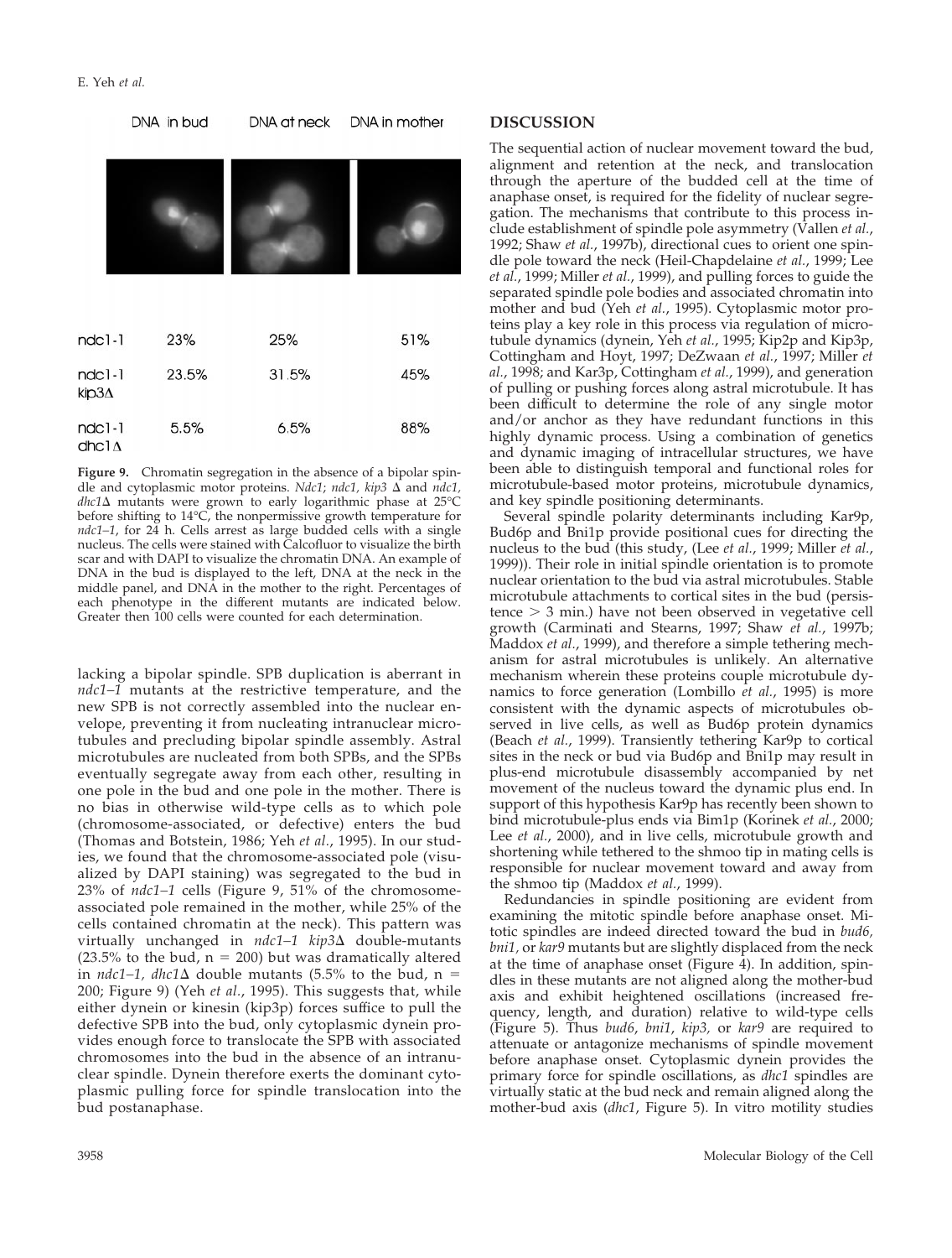| | DNA in bud | DNA at neck | DNA in mother |
|---|---|---|---|
| ndc1-1 | 23% | 25% | 51% |
| ndc1-1 kip3Δ | 23.5% | 31.5% | 45% |
| ndc1-1 dhc1Δ | 5.5% | 6.5% | 88% |

**Figure 9.** Chromatin segregation in the absence of a bipolar spindle and cytoplasmic motor proteins. *Ndc1*; *ndc1, kip3* Δ and *ndc1, dhc1*Δ mutants were grown to early logarithmic phase at 25°C before shifting to 14°C, the nonpermissive growth temperature for *ndc1–1*, for 24 h. Cells arrest as large budded cells with a single nucleus. The cells were stained with Calcofluor to visualize the birth scar and with DAPI to visualize the chromatin DNA. An example of DNA in the bud is displayed to the left, DNA at the neck in the middle panel, and DNA in the mother to the right. Percentages of each phenotype in the different mutants are indicated below. Greater then 100 cells were counted for each determination.

lacking a bipolar spindle. SPB duplication is aberrant in *ndc1–1* mutants at the restrictive temperature, and the new SPB is not correctly assembled into the nuclear envelope, preventing it from nucleating intranuclear microtubules and precluding bipolar spindle assembly. Astral microtubules are nucleated from both SPBs, and the SPBs eventually segregate away from each other, resulting in one pole in the bud and one pole in the mother. There is no bias in otherwise wild-type cells as to which pole (chromosome-associated, or defective) enters the bud (Thomas and Botstein, 1986; Yeh *et al.*, 1995). In our studies, we found that the chromosome-associated pole (visualized by DAPI staining) was segregated to the bud in 23% of *ndc1–1* cells (Figure 9, 51% of the chromosome-associated pole remained in the mother, while 25% of the cells contained chromatin at the neck). This pattern was virtually unchanged in *ndc1–1 kip3*Δ double-mutants (23.5% to the bud, n = 200) but was dramatically altered in *ndc1–1, dhc1*Δ double mutants (5.5% to the bud, n = 200; Figure 9) (Yeh *et al.*, 1995). This suggests that, while either dynein or kinesin (kip3p) forces suffice to pull the defective SPB into the bud, only cytoplasmic dynein provides enough force to translocate the SPB with associated chromosomes into the bud in the absence of an intranuclear spindle. Dynein therefore exerts the dominant cytoplasmic pulling force for spindle translocation into the bud postanaphase.

## DISCUSSION

The sequential action of nuclear movement toward the bud, alignment and retention at the neck, and translocation through the aperture of the budded cell at the time of anaphase onset, is required for the fidelity of nuclear segregation. The mechanisms that contribute to this process include establishment of spindle pole asymmetry (Vallen *et al.*, 1992; Shaw *et al.*, 1997b), directional cues to orient one spindle pole toward the neck (Heil-Chapdelaine *et al.*, 1999; Lee *et al.*, 1999; Miller *et al.*, 1999), and pulling forces to guide the separated spindle pole bodies and associated chromatin into mother and bud (Yeh *et al.*, 1995). Cytoplasmic motor proteins play a key role in this process via regulation of microtubule dynamics (dynein, Yeh *et al.*, 1995; Kip2p and Kip3p, Cottingham and Hoyt, 1997; DeZwaan *et al.*, 1997; Miller *et al.*, 1998; and Kar3p, Cottingham *et al.*, 1999), and generation of pulling or pushing forces along astral microtubule. It has been difficult to determine the role of any single motor and/or anchor as they have redundant functions in this highly dynamic process. Using a combination of genetics and dynamic imaging of intracellular structures, we have been able to distinguish temporal and functional roles for microtubule-based motor proteins, microtubule dynamics, and key spindle positioning determinants.

Several spindle polarity determinants including Kar9p, Bud6p and Bni1p provide positional cues for directing the nucleus to the bud (this study, (Lee *et al.*, 1999; Miller *et al.*, 1999)). Their role in initial spindle orientation is to promote nuclear orientation to the bud via astral microtubules. Stable microtubule attachments to cortical sites in the bud (persistence > 3 min.) have not been observed in vegetative cell growth (Carminati and Stearns, 1997; Shaw *et al.*, 1997b; Maddox *et al.*, 1999), and therefore a simple tethering mechanism for astral microtubules is unlikely. An alternative mechanism wherein these proteins couple microtubule dynamics to force generation (Lombillo *et al.*, 1995) is more consistent with the dynamic aspects of microtubules observed in live cells, as well as Bud6p protein dynamics (Beach *et al.*, 1999). Transiently tethering Kar9p to cortical sites in the neck or bud via Bud6p and Bni1p may result in plus-end microtubule disassembly accompanied by net movement of the nucleus toward the dynamic plus end. In support of this hypothesis Kar9p has recently been shown to bind microtubule-plus ends via Bim1p (Korinek *et al.*, 2000; Lee *et al.*, 2000), and in live cells, microtubule growth and shortening while tethered to the shmoo tip in mating cells is responsible for nuclear movement toward and away from the shmoo tip (Maddox *et al.*, 1999).

Redundancies in spindle positioning are evident from examining the mitotic spindle before anaphase onset. Mitotic spindles are indeed directed toward the bud in *bud6, bni1,* or *kar9* mutants but are slightly displaced from the neck at the time of anaphase onset (Figure 4). In addition, spindles in these mutants are not aligned along the mother-bud axis and exhibit heightened oscillations (increased frequency, length, and duration) relative to wild-type cells (Figure 5). Thus *bud6*, *bni1*, *kip3,* or *kar9* are required to attenuate or antagonize mechanisms of spindle movement before anaphase onset. Cytoplasmic dynein provides the primary force for spindle oscillations, as *dhc1* spindles are virtually static at the bud neck and remain aligned along the mother-bud axis (*dhc1*, Figure 5). In vitro motility studies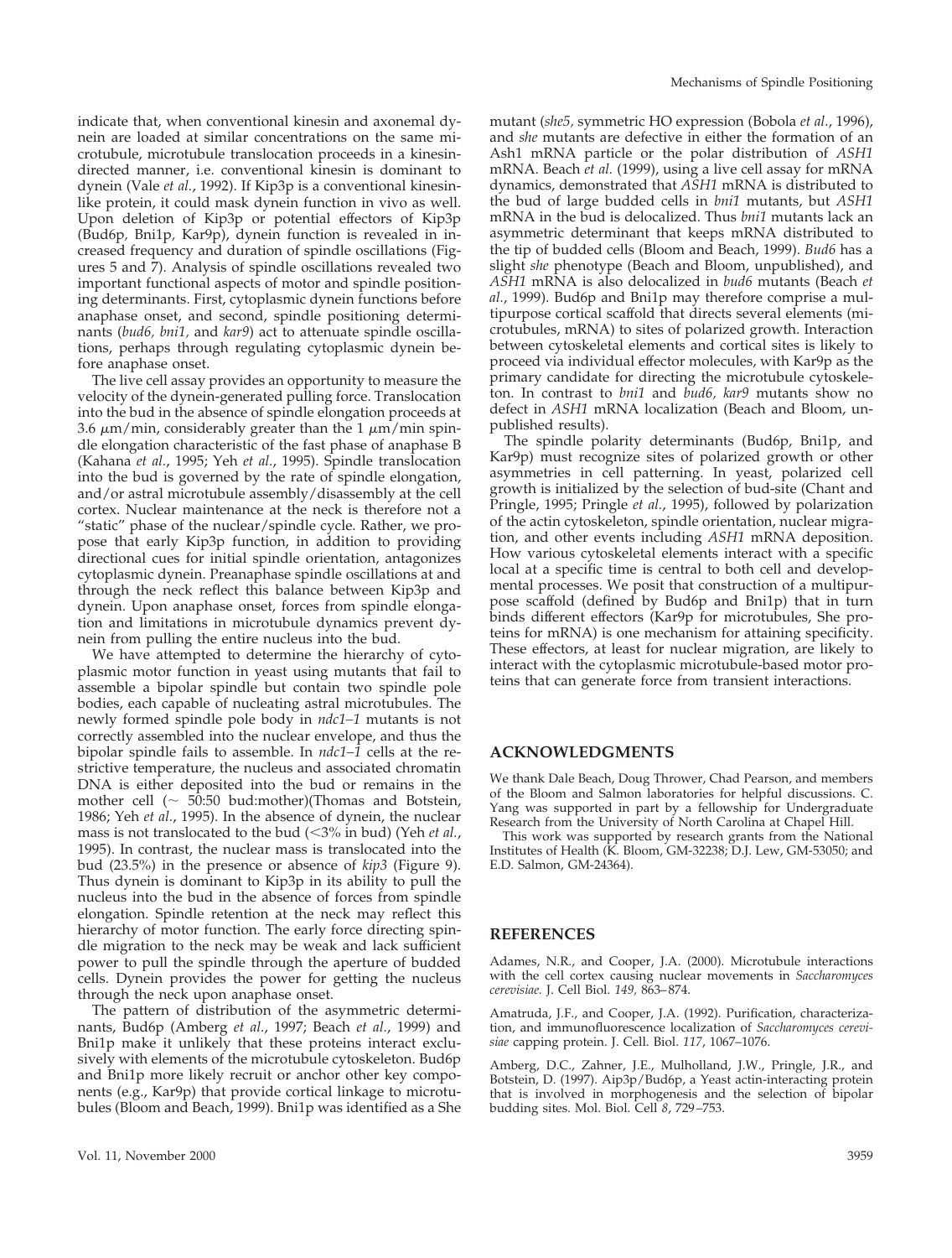indicate that, when conventional kinesin and axonemal dynein are loaded at similar concentrations on the same microtubule, microtubule translocation proceeds in a kinesin-directed manner, i.e. conventional kinesin is dominant to dynein (Vale *et al.*, 1992). If Kip3p is a conventional kinesin-like protein, it could mask dynein function in vivo as well. Upon deletion of Kip3p or potential effectors of Kip3p (Bud6p, Bni1p, Kar9p), dynein function is revealed in increased frequency and duration of spindle oscillations (Figures 5 and 7). Analysis of spindle oscillations revealed two important functional aspects of motor and spindle positioning determinants. First, cytoplasmic dynein functions before anaphase onset, and second, spindle positioning determinants (*bud6, bni1,* and *kar9*) act to attenuate spindle oscillations, perhaps through regulating cytoplasmic dynein before anaphase onset.

The live cell assay provides an opportunity to measure the velocity of the dynein-generated pulling force. Translocation into the bud in the absence of spindle elongation proceeds at 3.6 μm/min, considerably greater than the 1 μm/min spindle elongation characteristic of the fast phase of anaphase B (Kahana *et al.*, 1995; Yeh *et al.*, 1995). Spindle translocation into the bud is governed by the rate of spindle elongation, and/or astral microtubule assembly/disassembly at the cell cortex. Nuclear maintenance at the neck is therefore not a "static" phase of the nuclear/spindle cycle. Rather, we propose that early Kip3p function, in addition to providing directional cues for initial spindle orientation, antagonizes cytoplasmic dynein. Preanaphase spindle oscillations at and through the neck reflect this balance between Kip3p and dynein. Upon anaphase onset, forces from spindle elongation and limitations in microtubule dynamics prevent dynein from pulling the entire nucleus into the bud.

We have attempted to determine the hierarchy of cytoplasmic motor function in yeast using mutants that fail to assemble a bipolar spindle but contain two spindle pole bodies, each capable of nucleating astral microtubules. The newly formed spindle pole body in *ndc1–1* mutants is not correctly assembled into the nuclear envelope, and thus the bipolar spindle fails to assemble. In *ndc1–1* cells at the restrictive temperature, the nucleus and associated chromatin DNA is either deposited into the bud or remains in the mother cell (~ 50:50 bud:mother)(Thomas and Botstein, 1986; Yeh *et al.*, 1995). In the absence of dynein, the nuclear mass is not translocated to the bud (<3% in bud) (Yeh *et al.*, 1995). In contrast, the nuclear mass is translocated into the bud (23.5%) in the presence or absence of *kip3* (Figure 9). Thus dynein is dominant to Kip3p in its ability to pull the nucleus into the bud in the absence of forces from spindle elongation. Spindle retention at the neck may reflect this hierarchy of motor function. The early force directing spindle migration to the neck may be weak and lack sufficient power to pull the spindle through the aperture of budded cells. Dynein provides the power for getting the nucleus through the neck upon anaphase onset.

The pattern of distribution of the asymmetric determinants, Bud6p (Amberg *et al.*, 1997; Beach *et al.*, 1999) and Bni1p make it unlikely that these proteins interact exclusively with elements of the microtubule cytoskeleton. Bud6p and Bni1p more likely recruit or anchor other key components (e.g., Kar9p) that provide cortical linkage to microtubules (Bloom and Beach, 1999). Bni1p was identified as a She mutant (*she5*, symmetric HO expression (Bobola *et al.*, 1996), and *she* mutants are defective in either the formation of an Ash1 mRNA particle or the polar distribution of *ASH1* mRNA. Beach *et al.* (1999), using a live cell assay for mRNA dynamics, demonstrated that *ASH1* mRNA is distributed to the bud of large budded cells in *bni1* mutants, but *ASH1* mRNA in the bud is delocalized. Thus *bni1* mutants lack an asymmetric determinant that keeps mRNA distributed to the tip of budded cells (Bloom and Beach, 1999). *Bud6* has a slight *she* phenotype (Beach and Bloom, unpublished), and *ASH1* mRNA is also delocalized in *bud6* mutants (Beach *et al.*, 1999). Bud6p and Bni1p may therefore comprise a multipurpose cortical scaffold that directs several elements (microtubules, mRNA) to sites of polarized growth. Interaction between cytoskeletal elements and cortical sites is likely to proceed via individual effector molecules, with Kar9p as the primary candidate for directing the microtubule cytoskeleton. In contrast to *bni1* and *bud6, kar9* mutants show no defect in *ASH1* mRNA localization (Beach and Bloom, unpublished results).

The spindle polarity determinants (Bud6p, Bni1p, and Kar9p) must recognize sites of polarized growth or other asymmetries in cell patterning. In yeast, polarized cell growth is initialized by the selection of bud-site (Chant and Pringle, 1995; Pringle *et al.*, 1995), followed by polarization of the actin cytoskeleton, spindle orientation, nuclear migration, and other events including *ASH1* mRNA deposition. How various cytoskeletal elements interact with a specific local at a specific time is central to both cell and developmental processes. We posit that construction of a multipurpose scaffold (defined by Bud6p and Bni1p) that in turn binds different effectors (Kar9p for microtubules, She proteins for mRNA) is one mechanism for attaining specificity. These effectors, at least for nuclear migration, are likely to interact with the cytoplasmic microtubule-based motor proteins that can generate force from transient interactions.

## ACKNOWLEDGMENTS

We thank Dale Beach, Doug Thrower, Chad Pearson, and members of the Bloom and Salmon laboratories for helpful discussions. C. Yang was supported in part by a fellowship for Undergraduate Research from the University of North Carolina at Chapel Hill.

This work was supported by research grants from the National Institutes of Health (K. Bloom, GM-32238; D.J. Lew, GM-53050; and E.D. Salmon, GM-24364).

## REFERENCES

Adames, N.R., and Cooper, J.A. (2000). Microtubule interactions with the cell cortex causing nuclear movements in *Saccharomyces cerevisiae.* J. Cell Biol. *149,* 863–874.

Amatruda, J.F., and Cooper, J.A. (1992). Purification, characterization, and immunofluorescence localization of *Saccharomyces cerevisiae* capping protein. J. Cell. Biol. *117*, 1067–1076.

Amberg, D.C., Zahner, J.E., Mulholland, J.W., Pringle, J.R., and Botstein, D. (1997). Aip3p/Bud6p, a Yeast actin-interacting protein that is involved in morphogenesis and the selection of bipolar budding sites. Mol. Biol. Cell *8*, 729–753.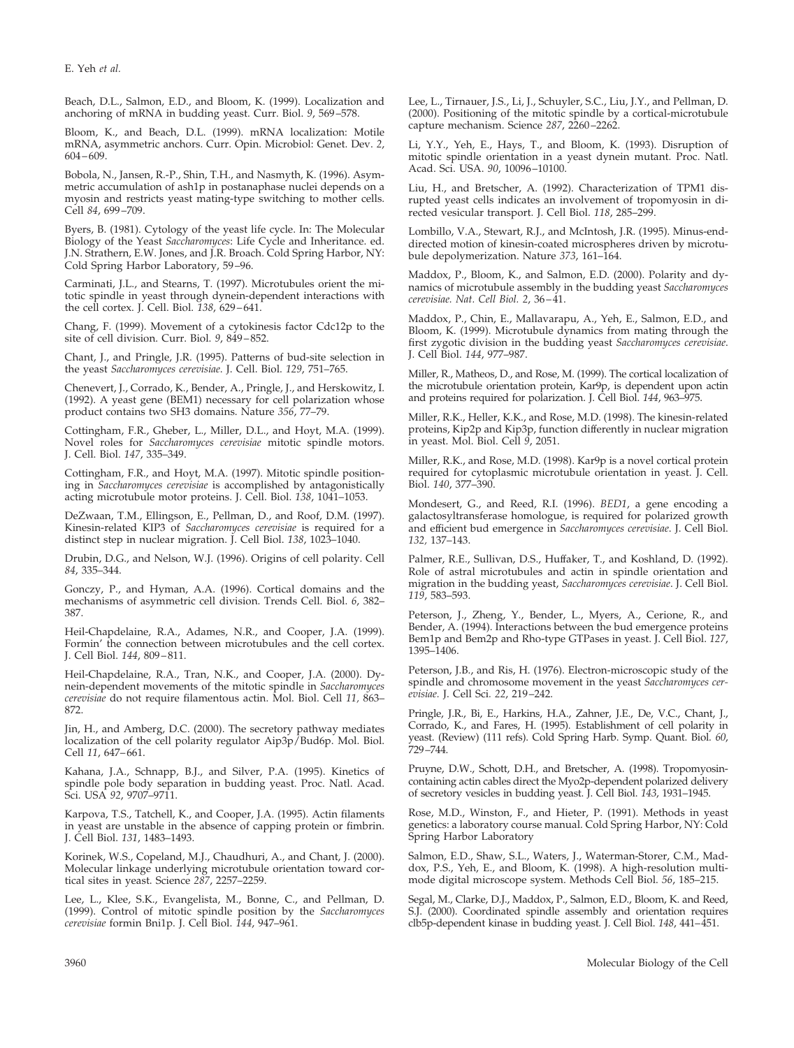Beach, D.L., Salmon, E.D., and Bloom, K. (1999). Localization and anchoring of mRNA in budding yeast. Curr. Biol. *9*, 569–578.

Bloom, K., and Beach, D.L. (1999). mRNA localization: Motile mRNA, asymmetric anchors. Curr. Opin. Microbiol: Genet. Dev. *2*, 604–609.

Bobola, N., Jansen, R.-P., Shin, T.H., and Nasmyth, K. (1996). Asymmetric accumulation of ash1p in postanaphase nuclei depends on a myosin and restricts yeast mating-type switching to mother cells. Cell *84*, 699–709.

Byers, B. (1981). Cytology of the yeast life cycle. In: The Molecular Biology of the Yeast *Saccharomyces*: Life Cycle and Inheritance. ed. J.N. Strathern, E.W. Jones, and J.R. Broach. Cold Spring Harbor, NY: Cold Spring Harbor Laboratory, 59–96.

Carminati, J.L., and Stearns, T. (1997). Microtubules orient the mitotic spindle in yeast through dynein-dependent interactions with the cell cortex. J. Cell. Biol. *138*, 629–641.

Chang, F. (1999). Movement of a cytokinesis factor Cdc12p to the site of cell division. Curr. Biol. *9*, 849–852.

Chant, J., and Pringle, J.R. (1995). Patterns of bud-site selection in the yeast *Saccharomyces cerevisiae.* J. Cell. Biol. *129*, 751–765.

Chenevert, J., Corrado, K., Bender, A., Pringle, J., and Herskowitz, I. (1992). A yeast gene (BEM1) necessary for cell polarization whose product contains two SH3 domains. Nature *356*, 77–79.

Cottingham, F.R., Gheber, L., Miller, D.L., and Hoyt, M.A. (1999). Novel roles for *Saccharomyces cerevisiae* mitotic spindle motors. J. Cell. Biol. *147*, 335–349.

Cottingham, F.R., and Hoyt, M.A. (1997). Mitotic spindle positioning in *Saccharomyces cerevisiae* is accomplished by antagonistically acting microtubule motor proteins. J. Cell. Biol. *138*, 1041–1053.

DeZwaan, T.M., Ellingson, E., Pellman, D., and Roof, D.M. (1997). Kinesin-related KIP3 of *Saccharomyces cerevisiae* is required for a distinct step in nuclear migration. J. Cell Biol. *138*, 1023–1040.

Drubin, D.G., and Nelson, W.J. (1996). Origins of cell polarity. Cell *84*, 335–344.

Gonczy, P., and Hyman, A.A. (1996). Cortical domains and the mechanisms of asymmetric cell division. Trends Cell. Biol. *6*, 382–387.

Heil-Chapdelaine, R.A., Adames, N.R., and Cooper, J.A. (1999). Formin' the connection between microtubules and the cell cortex. J. Cell Biol. *144*, 809–811.

Heil-Chapdelaine, R.A., Tran, N.K., and Cooper, J.A. (2000). Dynein-dependent movements of the mitotic spindle in *Saccharomyces cerevisiae* do not require filamentous actin. Mol. Biol. Cell *11,* 863–872.

Jin, H., and Amberg, D.C. (2000). The secretory pathway mediates localization of the cell polarity regulator Aip3p/Bud6p. Mol. Biol. Cell *11*, 647–661.

Kahana, J.A., Schnapp, B.J., and Silver, P.A. (1995). Kinetics of spindle pole body separation in budding yeast. Proc. Natl. Acad. Sci. USA *92*, 9707–9711.

Karpova, T.S., Tatchell, K., and Cooper, J.A. (1995). Actin filaments in yeast are unstable in the absence of capping protein or fimbrin. J. Cell Biol. *131*, 1483–1493.

Korinek, W.S., Copeland, M.J., Chaudhuri, A., and Chant, J. (2000). Molecular linkage underlying microtubule orientation toward cortical sites in yeast. Science *287*, 2257–2259.

Lee, L., Klee, S.K., Evangelista, M., Bonne, C., and Pellman, D. (1999). Control of mitotic spindle position by the *Saccharomyces cerevisiae* formin Bni1p. J. Cell Biol. *144*, 947–961.

Lee, L., Tirnauer, J.S., Li, J., Schuyler, S.C., Liu, J.Y., and Pellman, D. (2000). Positioning of the mitotic spindle by a cortical-microtubule capture mechanism. Science *287*, 2260–2262.

Li, Y.Y., Yeh, E., Hays, T., and Bloom, K. (1993). Disruption of mitotic spindle orientation in a yeast dynein mutant. Proc. Natl. Acad. Sci. USA. *90*, 10096–10100.

Liu, H., and Bretscher, A. (1992). Characterization of TPM1 disrupted yeast cells indicates an involvement of tropomyosin in directed vesicular transport. J. Cell Biol. *118*, 285–299.

Lombillo, V.A., Stewart, R.J., and McIntosh, J.R. (1995). Minus-end-directed motion of kinesin-coated microspheres driven by microtubule depolymerization. Nature *373*, 161–164.

Maddox, P., Bloom, K., and Salmon, E.D. (2000). Polarity and dynamics of microtubule assembly in the budding yeast *Saccharomyces cerevisiae. Nat. Cell Biol. 2*, 36–41.

Maddox, P., Chin, E., Mallavarapu, A., Yeh, E., Salmon, E.D., and Bloom, K. (1999). Microtubule dynamics from mating through the first zygotic division in the budding yeast *Saccharomyces cerevisiae*. J. Cell Biol. *144*, 977–987.

Miller, R., Matheos, D., and Rose, M. (1999). The cortical localization of the microtubule orientation protein, Kar9p, is dependent upon actin and proteins required for polarization. J. Cell Biol. *144*, 963–975.

Miller, R.K., Heller, K.K., and Rose, M.D. (1998). The kinesin-related proteins, Kip2p and Kip3p, function differently in nuclear migration in yeast. Mol. Biol. Cell *9*, 2051.

Miller, R.K., and Rose, M.D. (1998). Kar9p is a novel cortical protein required for cytoplasmic microtubule orientation in yeast. J. Cell. Biol. *140*, 377–390.

Mondesert, G., and Reed, R.I. (1996). *BED1*, a gene encoding a galactosyltransferase homologue, is required for polarized growth and efficient bud emergence in *Saccharomyces cerevisiae*. J. Cell Biol. *132,* 137–143.

Palmer, R.E., Sullivan, D.S., Huffaker, T., and Koshland, D. (1992). Role of astral microtubules and actin in spindle orientation and migration in the budding yeast, *Saccharomyces cerevisiae*. J. Cell Biol. *119*, 583–593.

Peterson, J., Zheng, Y., Bender, L., Myers, A., Cerione, R., and Bender, A. (1994). Interactions between the bud emergence proteins Bem1p and Bem2p and Rho-type GTPases in yeast. J. Cell Biol. *127*, 1395–1406.

Peterson, J.B., and Ris, H. (1976). Electron-microscopic study of the spindle and chromosome movement in the yeast *Saccharomyces cerevisiae.* J. Cell Sci. *22*, 219–242.

Pringle, J.R., Bi, E., Harkins, H.A., Zahner, J.E., De, V.C., Chant, J., Corrado, K., and Fares, H. (1995). Establishment of cell polarity in yeast. (Review) (111 refs). Cold Spring Harb. Symp. Quant. Biol. *60*, 729–744.

Pruyne, D.W., Schott, D.H., and Bretscher, A. (1998). Tropomyosin-containing actin cables direct the Myo2p-dependent polarized delivery of secretory vesicles in budding yeast. J. Cell Biol. *143*, 1931–1945.

Rose, M.D., Winston, F., and Hieter, P. (1991). Methods in yeast genetics: a laboratory course manual. Cold Spring Harbor, NY: Cold Spring Harbor Laboratory

Salmon, E.D., Shaw, S.L., Waters, J., Waterman-Storer, C.M., Maddox, P.S., Yeh, E., and Bloom, K. (1998). A high-resolution multimode digital microscope system. Methods Cell Biol. *56*, 185–215.

Segal, M., Clarke, D.J., Maddox, P., Salmon, E.D., Bloom, K. and Reed, S.J. (2000). Coordinated spindle assembly and orientation requires clb5p-dependent kinase in budding yeast. J. Cell Biol. *148*, 441–451.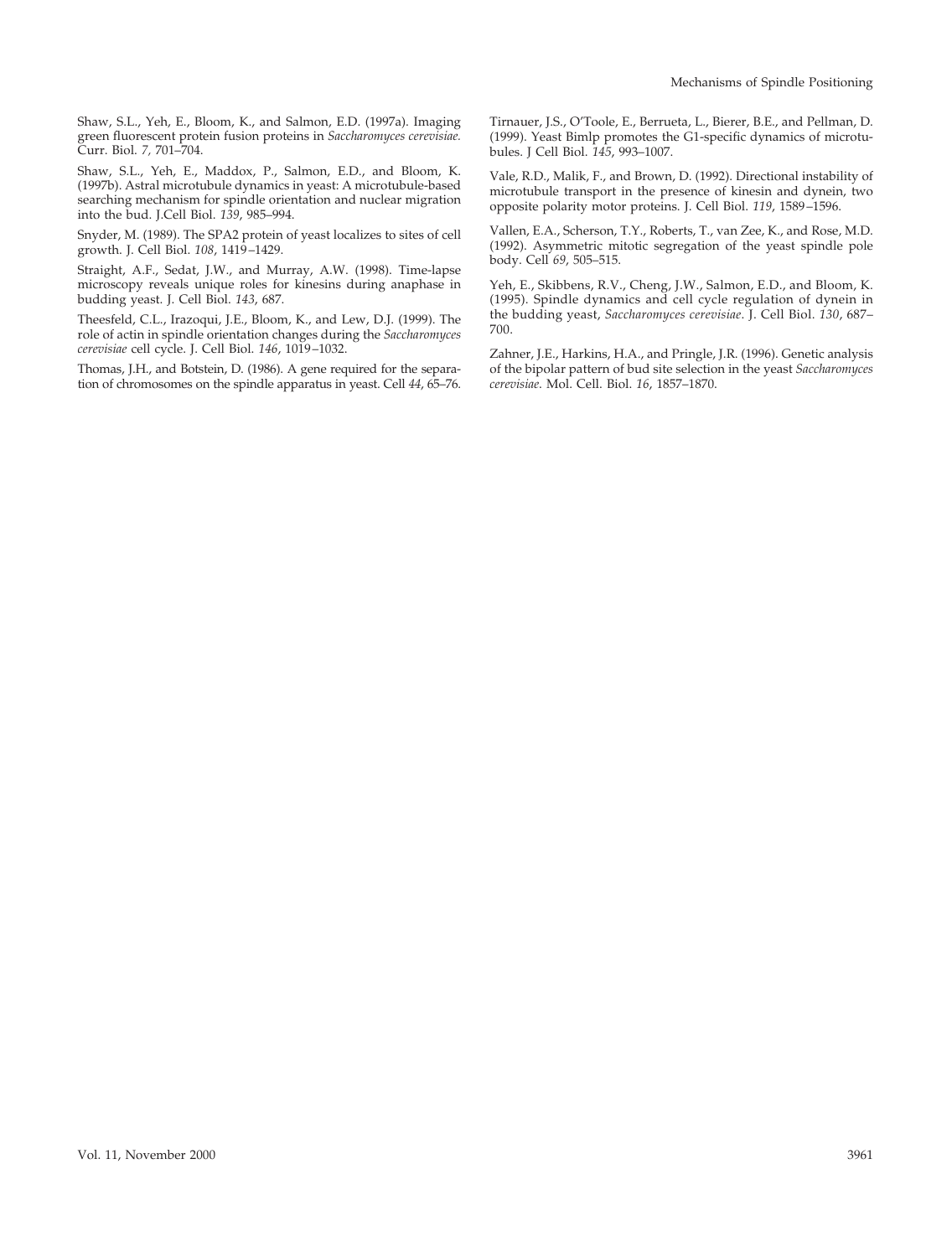Shaw, S.L., Yeh, E., Bloom, K., and Salmon, E.D. (1997a). Imaging green fluorescent protein fusion proteins in *Saccharomyces cerevisiae.* Curr. Biol. *7,* 701–704.

Shaw, S.L., Yeh, E., Maddox, P., Salmon, E.D., and Bloom, K. (1997b). Astral microtubule dynamics in yeast: A microtubule-based searching mechanism for spindle orientation and nuclear migration into the bud. J.Cell Biol. *139*, 985–994.

Snyder, M. (1989). The SPA2 protein of yeast localizes to sites of cell growth. J. Cell Biol. *108*, 1419–1429.

Straight, A.F., Sedat, J.W., and Murray, A.W. (1998). Time-lapse microscopy reveals unique roles for kinesins during anaphase in budding yeast. J. Cell Biol. *143*, 687.

Theesfeld, C.L., Irazoqui, J.E., Bloom, K., and Lew, D.J. (1999). The role of actin in spindle orientation changes during the *Saccharomyces cerevisiae* cell cycle. J. Cell Biol. *146*, 1019–1032.

Thomas, J.H., and Botstein, D. (1986). A gene required for the separation of chromosomes on the spindle apparatus in yeast. Cell *44*, 65–76.

Tirnauer, J.S., O'Toole, E., Berrueta, L., Bierer, B.E., and Pellman, D. (1999). Yeast Bimlp promotes the G1-specific dynamics of microtubules. J Cell Biol. *145*, 993–1007.

Vale, R.D., Malik, F., and Brown, D. (1992). Directional instability of microtubule transport in the presence of kinesin and dynein, two opposite polarity motor proteins. J. Cell Biol. *119*, 1589–1596.

Vallen, E.A., Scherson, T.Y., Roberts, T., van Zee, K., and Rose, M.D. (1992). Asymmetric mitotic segregation of the yeast spindle pole body. Cell *69*, 505–515.

Yeh, E., Skibbens, R.V., Cheng, J.W., Salmon, E.D., and Bloom, K. (1995). Spindle dynamics and cell cycle regulation of dynein in the budding yeast, *Saccharomyces cerevisiae*. J. Cell Biol. *130*, 687–700.

Zahner, J.E., Harkins, H.A., and Pringle, J.R. (1996). Genetic analysis of the bipolar pattern of bud site selection in the yeast *Saccharomyces cerevisiae.* Mol. Cell. Biol. *16*, 1857–1870.